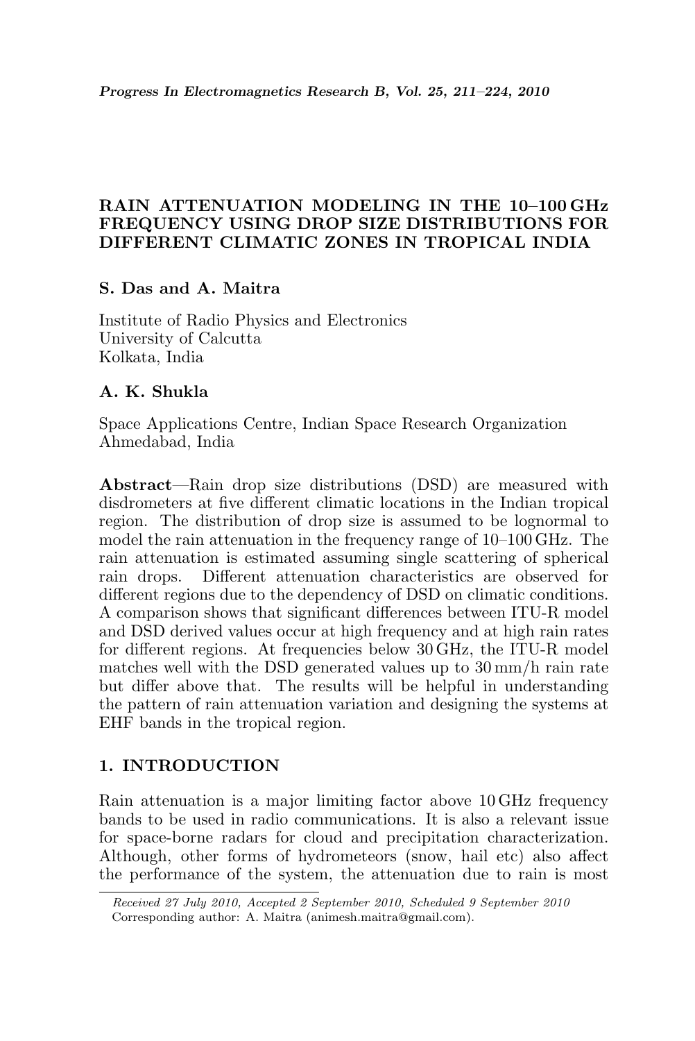# RAIN ATTENUATION MODELING IN THE 10–100 GHz FREQUENCY USING DROP SIZE DISTRIBUTIONS FOR DIFFERENT CLIMATIC ZONES IN TROPICAL INDIA

**S. Das and A. Maitra**

Institute of Radio Physics and Electronics
University of Calcutta
Kolkata, India

**A. K. Shukla**

Space Applications Centre, Indian Space Research Organization
Ahmedabad, India

**Abstract**—Rain drop size distributions (DSD) are measured with disdrometers at five different climatic locations in the Indian tropical region. The distribution of drop size is assumed to be lognormal to model the rain attenuation in the frequency range of 10–100 GHz. The rain attenuation is estimated assuming single scattering of spherical rain drops. Different attenuation characteristics are observed for different regions due to the dependency of DSD on climatic conditions. A comparison shows that significant differences between ITU-R model and DSD derived values occur at high frequency and at high rain rates for different regions. At frequencies below 30 GHz, the ITU-R model matches well with the DSD generated values up to 30 mm/h rain rate but differ above that. The results will be helpful in understanding the pattern of rain attenuation variation and designing the systems at EHF bands in the tropical region.

## 1. INTRODUCTION

Rain attenuation is a major limiting factor above 10 GHz frequency bands to be used in radio communications. It is also a relevant issue for space-borne radars for cloud and precipitation characterization. Although, other forms of hydrometeors (snow, hail etc) also affect the performance of the system, the attenuation due to rain is most

*Received 27 July 2010, Accepted 2 September 2010, Scheduled 9 September 2010*
Corresponding author: A. Maitra (animesh.maitra@gmail.com).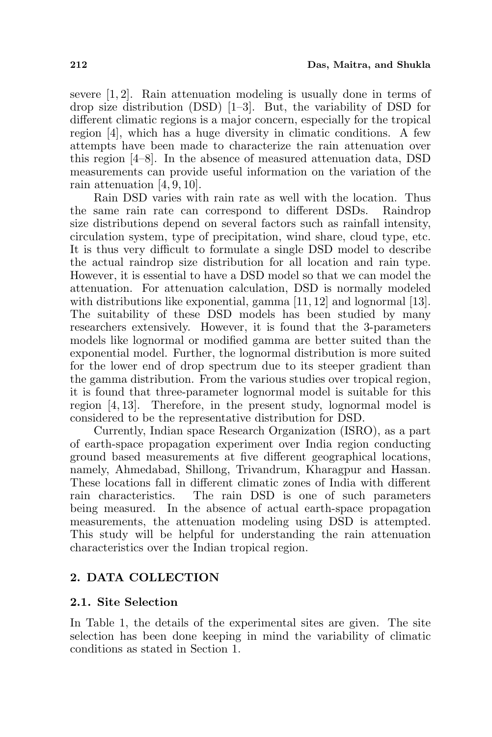severe [1, 2]. Rain attenuation modeling is usually done in terms of drop size distribution (DSD) [1–3]. But, the variability of DSD for different climatic regions is a major concern, especially for the tropical region [4], which has a huge diversity in climatic conditions. A few attempts have been made to characterize the rain attenuation over this region [4–8]. In the absence of measured attenuation data, DSD measurements can provide useful information on the variation of the rain attenuation [4, 9, 10].

Rain DSD varies with rain rate as well with the location. Thus the same rain rate can correspond to different DSDs. Raindrop size distributions depend on several factors such as rainfall intensity, circulation system, type of precipitation, wind share, cloud type, etc. It is thus very difficult to formulate a single DSD model to describe the actual raindrop size distribution for all location and rain type. However, it is essential to have a DSD model so that we can model the attenuation. For attenuation calculation, DSD is normally modeled with distributions like exponential, gamma [11, 12] and lognormal [13]. The suitability of these DSD models has been studied by many researchers extensively. However, it is found that the 3-parameters models like lognormal or modified gamma are better suited than the exponential model. Further, the lognormal distribution is more suited for the lower end of drop spectrum due to its steeper gradient than the gamma distribution. From the various studies over tropical region, it is found that three-parameter lognormal model is suitable for this region [4, 13]. Therefore, in the present study, lognormal model is considered to be the representative distribution for DSD.

Currently, Indian space Research Organization (ISRO), as a part of earth-space propagation experiment over India region conducting ground based measurements at five different geographical locations, namely, Ahmedabad, Shillong, Trivandrum, Kharagpur and Hassan. These locations fall in different climatic zones of India with different rain characteristics. The rain DSD is one of such parameters being measured. In the absence of actual earth-space propagation measurements, the attenuation modeling using DSD is attempted. This study will be helpful for understanding the rain attenuation characteristics over the Indian tropical region.

## 2. DATA COLLECTION

### 2.1. Site Selection

In Table 1, the details of the experimental sites are given. The site selection has been done keeping in mind the variability of climatic conditions as stated in Section 1.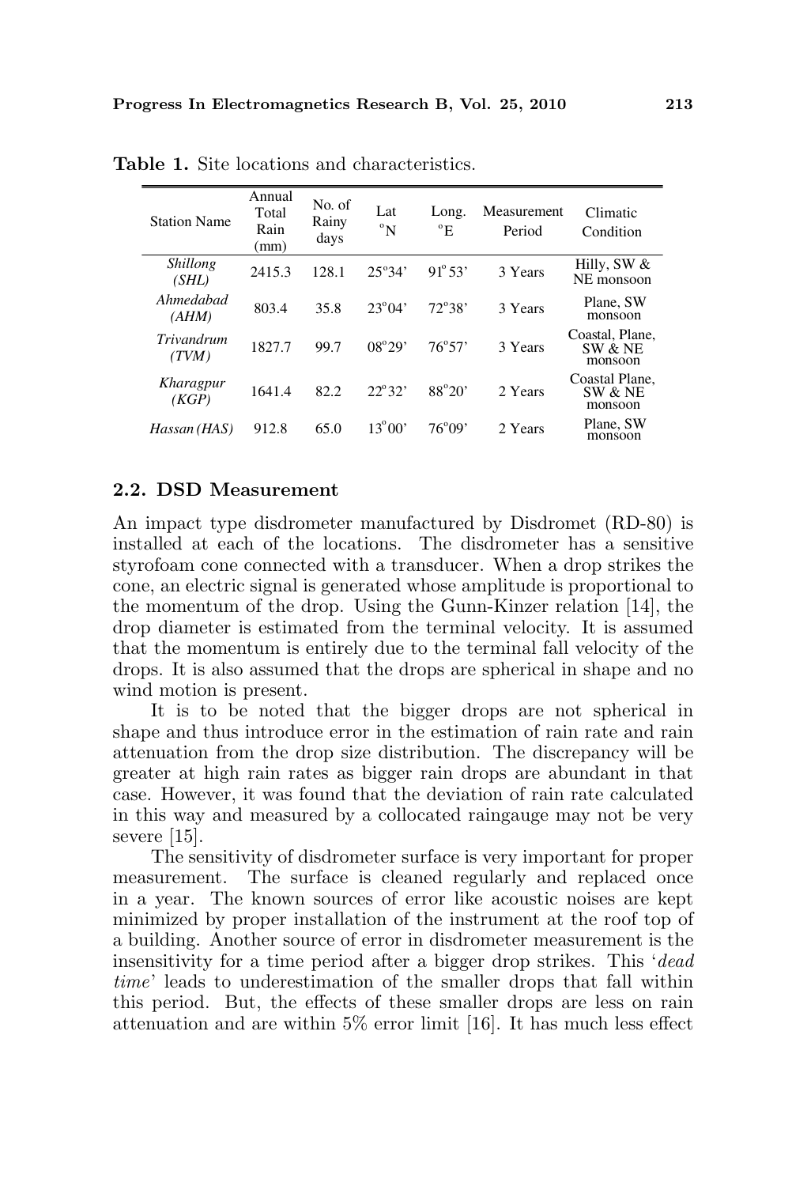**Table 1.** Site locations and characteristics.

| Station Name | Annual Total Rain (mm) | No. of Rainy days | Lat °N | Long. °E | Measurement Period | Climatic Condition |
|---|---|---|---|---|---|---|
| *Shillong (SHL)* | 2415.3 | 128.1 | 25°34' | 91° 53' | 3 Years | Hilly, SW & NE monsoon |
| *Ahmedabad (AHM)* | 803.4 | 35.8 | 23°04' | 72°38' | 3 Years | Plane, SW monsoon |
| *Trivandrum (TVM)* | 1827.7 | 99.7 | 08°29' | 76°57' | 3 Years | Coastal, Plane, SW & NE monsoon |
| *Kharagpur (KGP)* | 1641.4 | 82.2 | 22°32' | 88°20' | 2 Years | Coastal Plane, SW & NE monsoon |
| *Hassan (HAS)* | 912.8 | 65.0 | 13°00' | 76°09' | 2 Years | Plane, SW monsoon |

### 2.2. DSD Measurement

An impact type disdrometer manufactured by Disdromet (RD-80) is installed at each of the locations. The disdrometer has a sensitive styrofoam cone connected with a transducer. When a drop strikes the cone, an electric signal is generated whose amplitude is proportional to the momentum of the drop. Using the Gunn-Kinzer relation [14], the drop diameter is estimated from the terminal velocity. It is assumed that the momentum is entirely due to the terminal fall velocity of the drops. It is also assumed that the drops are spherical in shape and no wind motion is present.

It is to be noted that the bigger drops are not spherical in shape and thus introduce error in the estimation of rain rate and rain attenuation from the drop size distribution. The discrepancy will be greater at high rain rates as bigger rain drops are abundant in that case. However, it was found that the deviation of rain rate calculated in this way and measured by a collocated raingauge may not be very severe [15].

The sensitivity of disdrometer surface is very important for proper measurement. The surface is cleaned regularly and replaced once in a year. The known sources of error like acoustic noises are kept minimized by proper installation of the instrument at the roof top of a building. Another source of error in disdrometer measurement is the insensitivity for a time period after a bigger drop strikes. This '*dead time*' leads to underestimation of the smaller drops that fall within this period. But, the effects of these smaller drops are less on rain attenuation and are within 5% error limit [16]. It has much less effect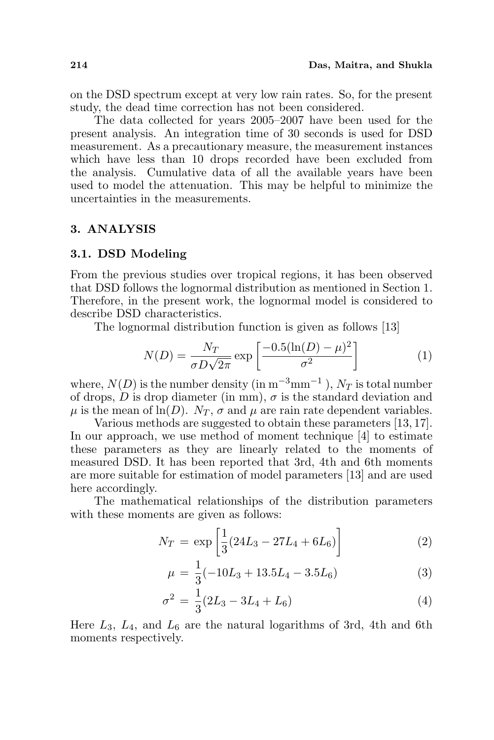on the DSD spectrum except at very low rain rates. So, for the present study, the dead time correction has not been considered.

The data collected for years 2005–2007 have been used for the present analysis. An integration time of 30 seconds is used for DSD measurement. As a precautionary measure, the measurement instances which have less than 10 drops recorded have been excluded from the analysis. Cumulative data of all the available years have been used to model the attenuation. This may be helpful to minimize the uncertainties in the measurements.

## 3. ANALYSIS

### 3.1. DSD Modeling

From the previous studies over tropical regions, it has been observed that DSD follows the lognormal distribution as mentioned in Section 1. Therefore, in the present work, the lognormal model is considered to describe DSD characteristics.

The lognormal distribution function is given as follows [13]

$$N(D) = \frac{N_T}{\sigma D \sqrt{2\pi}} \exp\left[\frac{-0.5(\ln(D) - \mu)^2}{\sigma^2}\right] \tag{1}$$

where, $N(D)$ is the number density (in $\mathrm{m^{-3}mm^{-1}}$ ), $N_T$ is total number of drops, $D$ is drop diameter (in mm), $\sigma$ is the standard deviation and $\mu$ is the mean of $\ln(D)$. $N_T$, $\sigma$ and $\mu$ are rain rate dependent variables.

Various methods are suggested to obtain these parameters [13, 17]. In our approach, we use method of moment technique [4] to estimate these parameters as they are linearly related to the moments of measured DSD. It has been reported that 3rd, 4th and 6th moments are more suitable for estimation of model parameters [13] and are used here accordingly.

The mathematical relationships of the distribution parameters with these moments are given as follows:

$$N_T = \exp\left[\frac{1}{3}(24L_3 - 27L_4 + 6L_6)\right] \tag{2}$$

$$\mu = \frac{1}{3}(-10L_3 + 13.5L_4 - 3.5L_6) \tag{3}$$

$$\sigma^2 = \frac{1}{3}(2L_3 - 3L_4 + L_6) \tag{4}$$

Here $L_3$, $L_4$, and $L_6$ are the natural logarithms of 3rd, 4th and 6th moments respectively.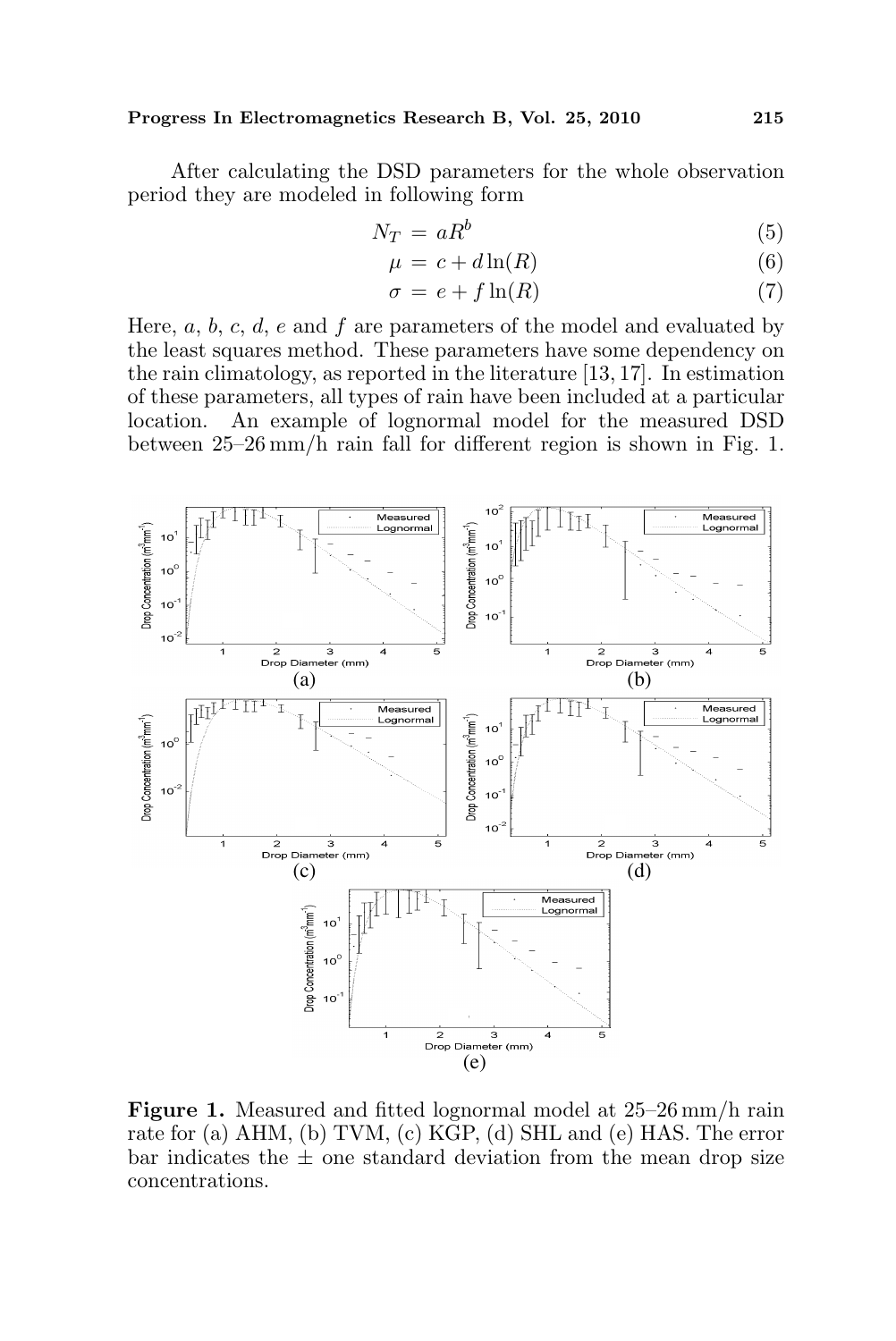After calculating the DSD parameters for the whole observation period they are modeled in following form

$$N_T = aR^b \tag{5}$$

$$\mu = c + d\ln(R) \tag{6}$$

$$\sigma = e + f\ln(R) \tag{7}$$

Here, $a$, $b$, $c$, $d$, $e$ and $f$ are parameters of the model and evaluated by the least squares method. These parameters have some dependency on the rain climatology, as reported in the literature [13, 17]. In estimation of these parameters, all types of rain have been included at a particular location. An example of lognormal model for the measured DSD between 25–26 mm/h rain fall for different region is shown in Fig. 1.

**Figure 1.** Measured and fitted lognormal model at 25–26 mm/h rain rate for (a) AHM, (b) TVM, (c) KGP, (d) SHL and (e) HAS. The error bar indicates the ± one standard deviation from the mean drop size concentrations.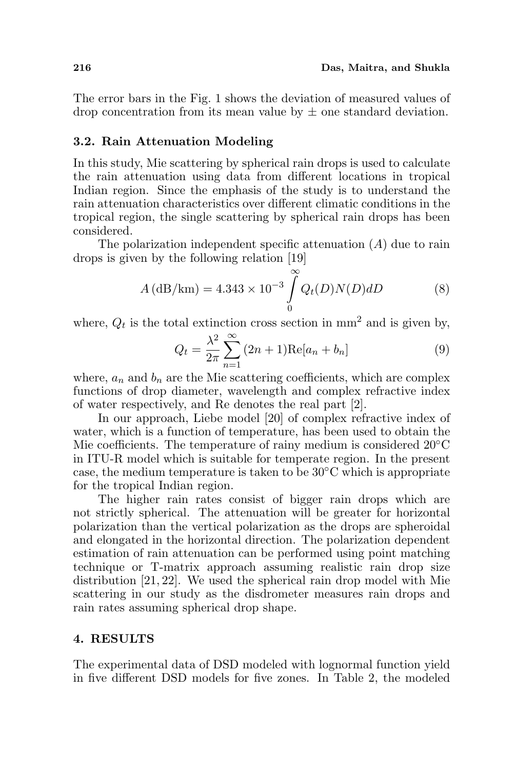The error bars in the Fig. 1 shows the deviation of measured values of drop concentration from its mean value by ± one standard deviation.

### 3.2. Rain Attenuation Modeling

In this study, Mie scattering by spherical rain drops is used to calculate the rain attenuation using data from different locations in tropical Indian region. Since the emphasis of the study is to understand the rain attenuation characteristics over different climatic conditions in the tropical region, the single scattering by spherical rain drops has been considered.

The polarization independent specific attenuation ($A$) due to rain drops is given by the following relation [19]

$$A\,(\mathrm{dB/km}) = 4.343 \times 10^{-3} \int_{0}^{\infty} Q_t(D)N(D)dD \tag{8}$$

where, $Q_t$ is the total extinction cross section in $\mathrm{mm}^2$ and is given by,

$$Q_t = \frac{\lambda^2}{2\pi} \sum_{n=1}^{\infty} (2n+1)\mathrm{Re}[a_n + b_n] \tag{9}$$

where, $a_n$ and $b_n$ are the Mie scattering coefficients, which are complex functions of drop diameter, wavelength and complex refractive index of water respectively, and Re denotes the real part [2].

In our approach, Liebe model [20] of complex refractive index of water, which is a function of temperature, has been used to obtain the Mie coefficients. The temperature of rainy medium is considered 20°C in ITU-R model which is suitable for temperate region. In the present case, the medium temperature is taken to be 30°C which is appropriate for the tropical Indian region.

The higher rain rates consist of bigger rain drops which are not strictly spherical. The attenuation will be greater for horizontal polarization than the vertical polarization as the drops are spheroidal and elongated in the horizontal direction. The polarization dependent estimation of rain attenuation can be performed using point matching technique or T-matrix approach assuming realistic rain drop size distribution [21, 22]. We used the spherical rain drop model with Mie scattering in our study as the disdrometer measures rain drops and rain rates assuming spherical drop shape.

## 4. RESULTS

The experimental data of DSD modeled with lognormal function yield in five different DSD models for five zones. In Table 2, the modeled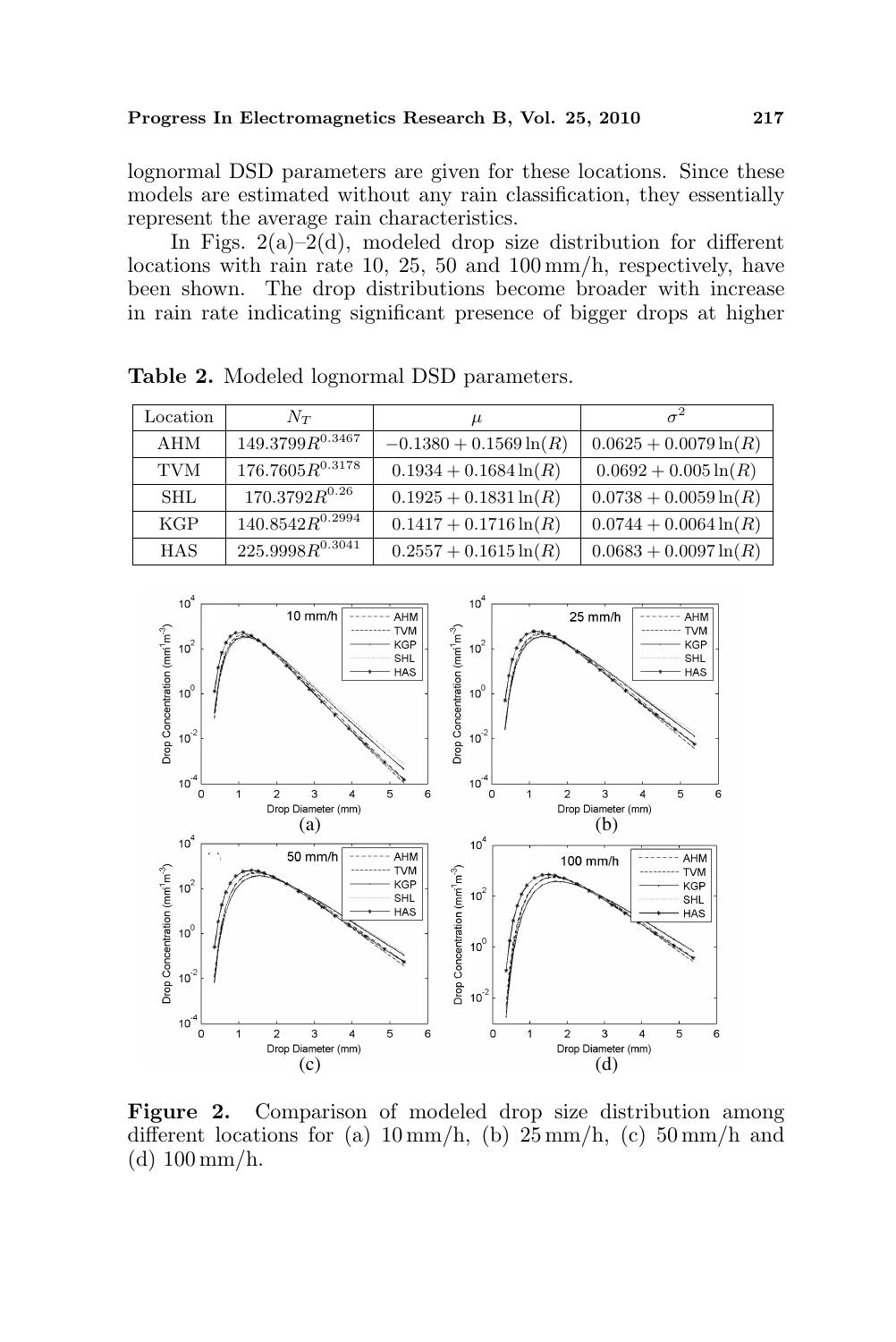lognormal DSD parameters are given for these locations. Since these models are estimated without any rain classification, they essentially represent the average rain characteristics.

In Figs. 2(a)–2(d), modeled drop size distribution for different locations with rain rate 10, 25, 50 and 100 mm/h, respectively, have been shown. The drop distributions become broader with increase in rain rate indicating significant presence of bigger drops at higher

**Table 2.** Modeled lognormal DSD parameters.

| Location | $N_T$ | $\mu$ | $\sigma^2$ |
|---|---|---|---|
| AHM | $149.3799R^{0.3467}$ | $-0.1380 + 0.1569\ln(R)$ | $0.0625 + 0.0079\ln(R)$ |
| TVM | $176.7605R^{0.3178}$ | $0.1934 + 0.1684\ln(R)$ | $0.0692 + 0.005\ln(R)$ |
| SHL | $170.3792R^{0.26}$ | $0.1925 + 0.1831\ln(R)$ | $0.0738 + 0.0059\ln(R)$ |
| KGP | $140.8542R^{0.2994}$ | $0.1417 + 0.1716\ln(R)$ | $0.0744 + 0.0064\ln(R)$ |
| HAS | $225.9998R^{0.3041}$ | $0.2557 + 0.1615\ln(R)$ | $0.0683 + 0.0097\ln(R)$ |

**Figure 2.** Comparison of modeled drop size distribution among different locations for (a) 10 mm/h, (b) 25 mm/h, (c) 50 mm/h and (d) 100 mm/h.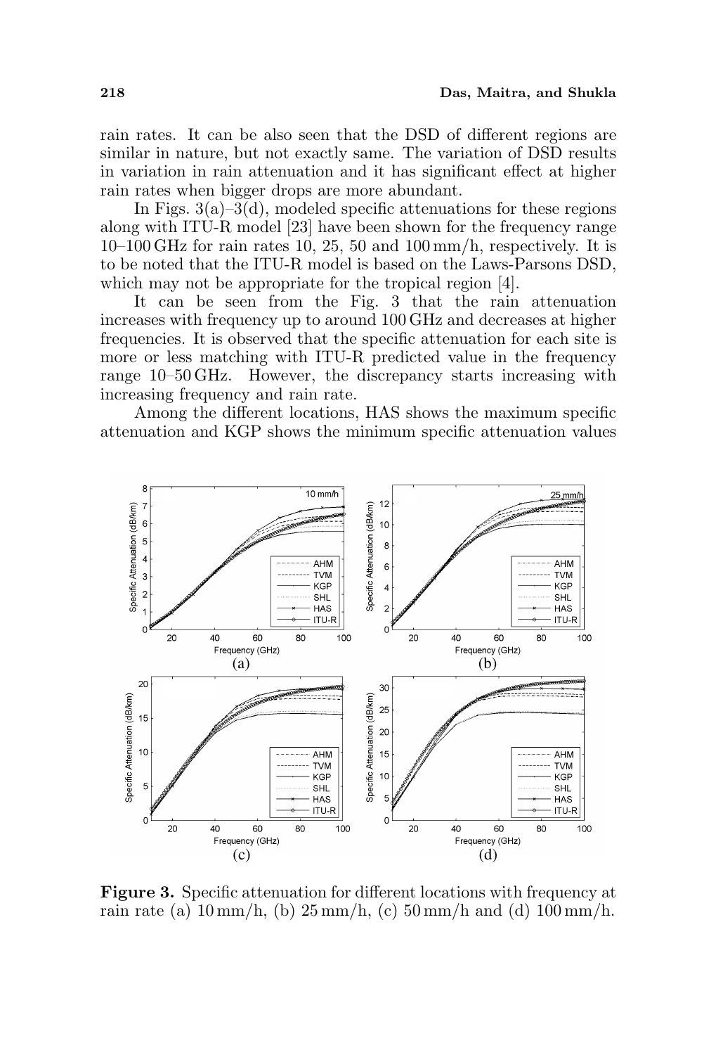rain rates. It can be also seen that the DSD of different regions are similar in nature, but not exactly same. The variation of DSD results in variation in rain attenuation and it has significant effect at higher rain rates when bigger drops are more abundant.

In Figs. 3(a)–3(d), modeled specific attenuations for these regions along with ITU-R model [23] have been shown for the frequency range 10–100 GHz for rain rates 10, 25, 50 and 100 mm/h, respectively. It is to be noted that the ITU-R model is based on the Laws-Parsons DSD, which may not be appropriate for the tropical region [4].

It can be seen from the Fig. 3 that the rain attenuation increases with frequency up to around 100 GHz and decreases at higher frequencies. It is observed that the specific attenuation for each site is more or less matching with ITU-R predicted value in the frequency range 10–50 GHz. However, the discrepancy starts increasing with increasing frequency and rain rate.

Among the different locations, HAS shows the maximum specific attenuation and KGP shows the minimum specific attenuation values

**Figure 3.** Specific attenuation for different locations with frequency at rain rate (a) 10 mm/h, (b) 25 mm/h, (c) 50 mm/h and (d) 100 mm/h.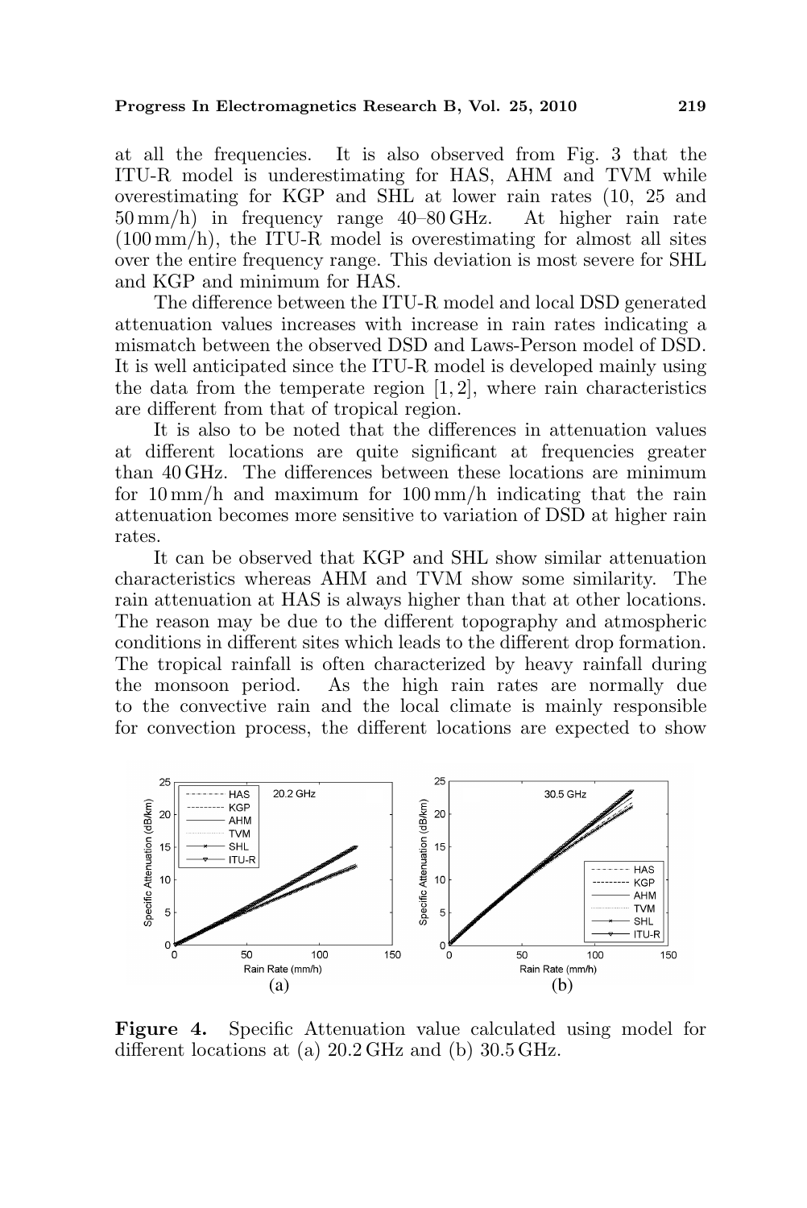at all the frequencies. It is also observed from Fig. 3 that the ITU-R model is underestimating for HAS, AHM and TVM while overestimating for KGP and SHL at lower rain rates (10, 25 and 50 mm/h) in frequency range 40–80 GHz. At higher rain rate (100 mm/h), the ITU-R model is overestimating for almost all sites over the entire frequency range. This deviation is most severe for SHL and KGP and minimum for HAS.

The difference between the ITU-R model and local DSD generated attenuation values increases with increase in rain rates indicating a mismatch between the observed DSD and Laws-Person model of DSD. It is well anticipated since the ITU-R model is developed mainly using the data from the temperate region [1, 2], where rain characteristics are different from that of tropical region.

It is also to be noted that the differences in attenuation values at different locations are quite significant at frequencies greater than 40 GHz. The differences between these locations are minimum for 10 mm/h and maximum for 100 mm/h indicating that the rain attenuation becomes more sensitive to variation of DSD at higher rain rates.

It can be observed that KGP and SHL show similar attenuation characteristics whereas AHM and TVM show some similarity. The rain attenuation at HAS is always higher than that at other locations. The reason may be due to the different topography and atmospheric conditions in different sites which leads to the different drop formation. The tropical rainfall is often characterized by heavy rainfall during the monsoon period. As the high rain rates are normally due to the convective rain and the local climate is mainly responsible for convection process, the different locations are expected to show

**Figure 4.** Specific Attenuation value calculated using model for different locations at (a) 20.2 GHz and (b) 30.5 GHz.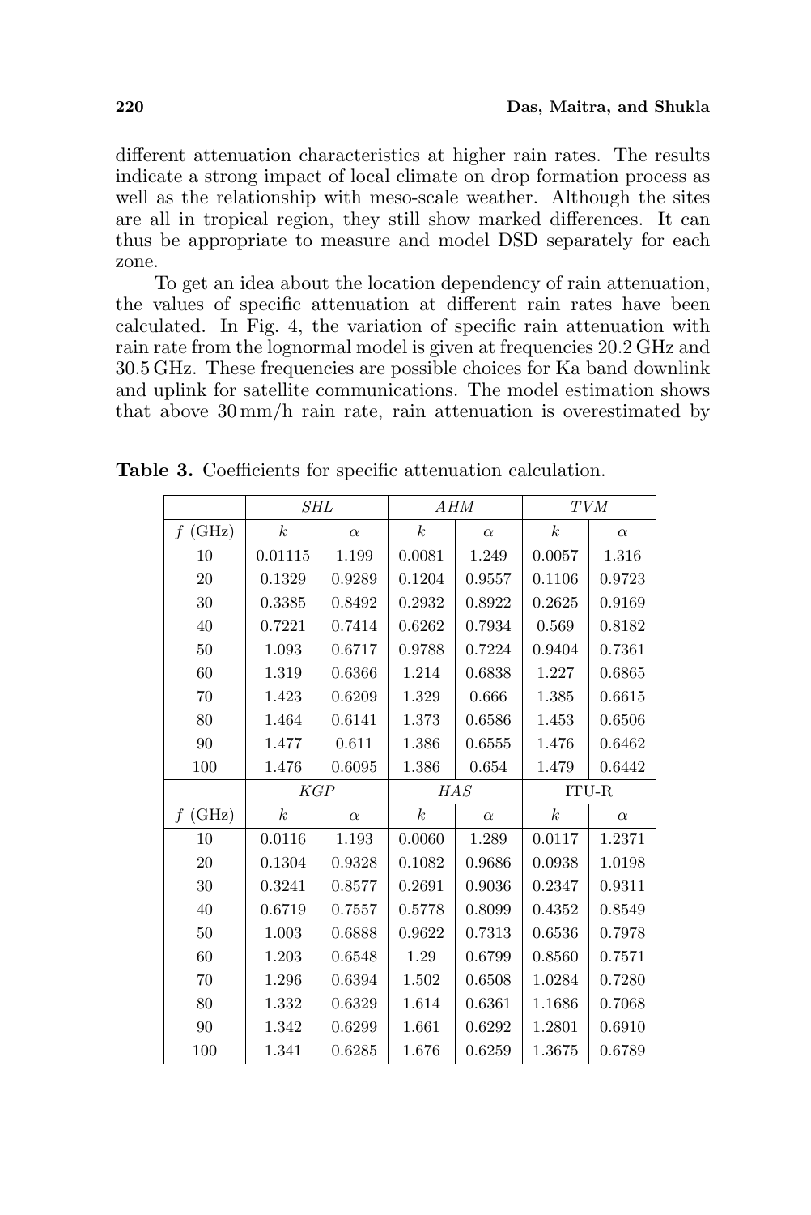different attenuation characteristics at higher rain rates. The results indicate a strong impact of local climate on drop formation process as well as the relationship with meso-scale weather. Although the sites are all in tropical region, they still show marked differences. It can thus be appropriate to measure and model DSD separately for each zone.

To get an idea about the location dependency of rain attenuation, the values of specific attenuation at different rain rates have been calculated. In Fig. 4, the variation of specific rain attenuation with rain rate from the lognormal model is given at frequencies 20.2 GHz and 30.5 GHz. These frequencies are possible choices for Ka band downlink and uplink for satellite communications. The model estimation shows that above 30 mm/h rain rate, rain attenuation is overestimated by

**Table 3.** Coefficients for specific attenuation calculation.

| | *SHL* | | *AHM* | | *TVM* | |
|---|---|---|---|---|---|---|
| $f$ (GHz) | $k$ | $\alpha$ | $k$ | $\alpha$ | $k$ | $\alpha$ |
| 10 | 0.01115 | 1.199 | 0.0081 | 1.249 | 0.0057 | 1.316 |
| 20 | 0.1329 | 0.9289 | 0.1204 | 0.9557 | 0.1106 | 0.9723 |
| 30 | 0.3385 | 0.8492 | 0.2932 | 0.8922 | 0.2625 | 0.9169 |
| 40 | 0.7221 | 0.7414 | 0.6262 | 0.7934 | 0.569 | 0.8182 |
| 50 | 1.093 | 0.6717 | 0.9788 | 0.7224 | 0.9404 | 0.7361 |
| 60 | 1.319 | 0.6366 | 1.214 | 0.6838 | 1.227 | 0.6865 |
| 70 | 1.423 | 0.6209 | 1.329 | 0.666 | 1.385 | 0.6615 |
| 80 | 1.464 | 0.6141 | 1.373 | 0.6586 | 1.453 | 0.6506 |
| 90 | 1.477 | 0.611 | 1.386 | 0.6555 | 1.476 | 0.6462 |
| 100 | 1.476 | 0.6095 | 1.386 | 0.654 | 1.479 | 0.6442 |
| | *KGP* | | *HAS* | | ITU-R | |
| $f$ (GHz) | $k$ | $\alpha$ | $k$ | $\alpha$ | $k$ | $\alpha$ |
| 10 | 0.0116 | 1.193 | 0.0060 | 1.289 | 0.0117 | 1.2371 |
| 20 | 0.1304 | 0.9328 | 0.1082 | 0.9686 | 0.0938 | 1.0198 |
| 30 | 0.3241 | 0.8577 | 0.2691 | 0.9036 | 0.2347 | 0.9311 |
| 40 | 0.6719 | 0.7557 | 0.5778 | 0.8099 | 0.4352 | 0.8549 |
| 50 | 1.003 | 0.6888 | 0.9622 | 0.7313 | 0.6536 | 0.7978 |
| 60 | 1.203 | 0.6548 | 1.29 | 0.6799 | 0.8560 | 0.7571 |
| 70 | 1.296 | 0.6394 | 1.502 | 0.6508 | 1.0284 | 0.7280 |
| 80 | 1.332 | 0.6329 | 1.614 | 0.6361 | 1.1686 | 0.7068 |
| 90 | 1.342 | 0.6299 | 1.661 | 0.6292 | 1.2801 | 0.6910 |
| 100 | 1.341 | 0.6285 | 1.676 | 0.6259 | 1.3675 | 0.6789 |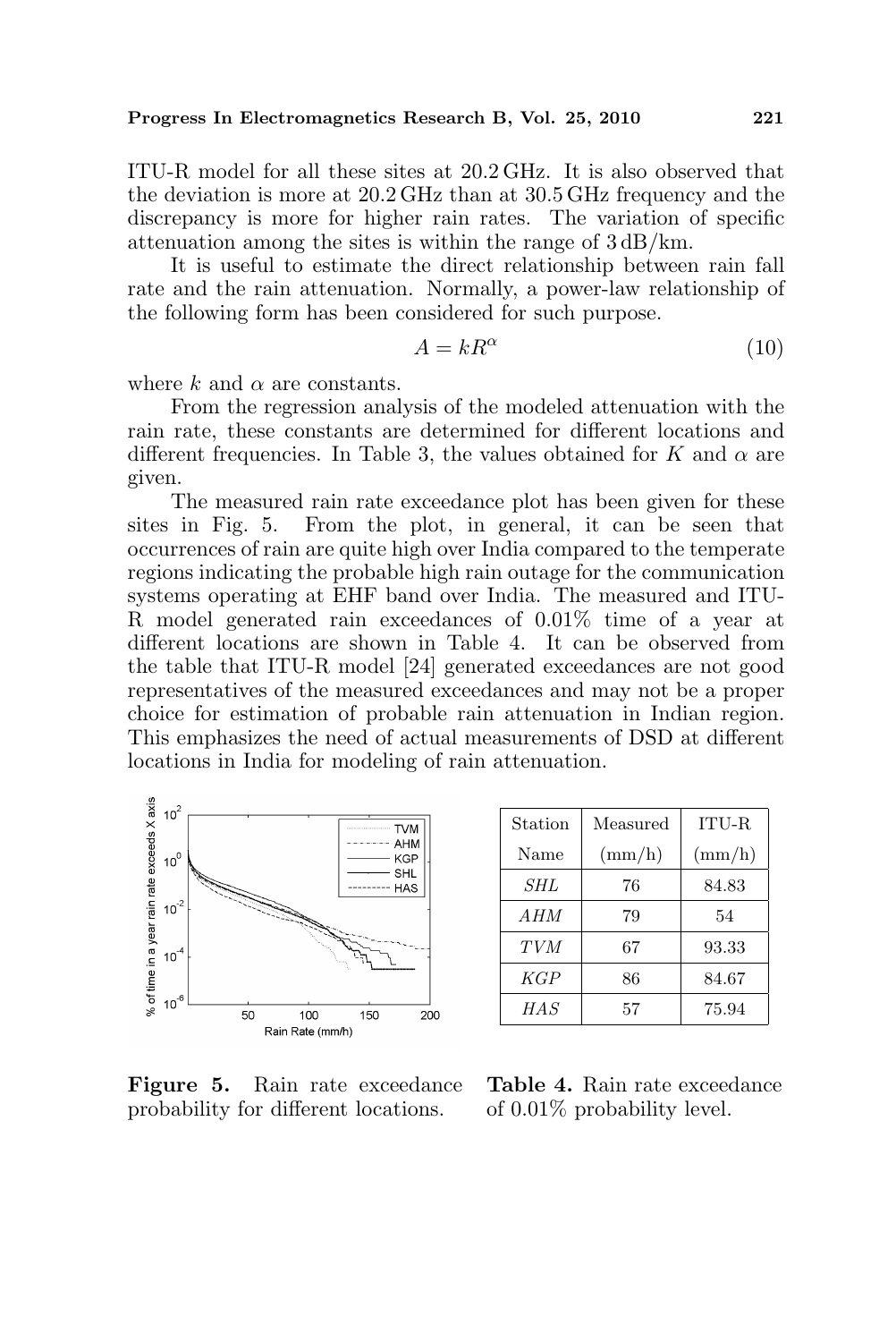ITU-R model for all these sites at 20.2 GHz. It is also observed that the deviation is more at 20.2 GHz than at 30.5 GHz frequency and the discrepancy is more for higher rain rates. The variation of specific attenuation among the sites is within the range of 3 dB/km.

It is useful to estimate the direct relationship between rain fall rate and the rain attenuation. Normally, a power-law relationship of the following form has been considered for such purpose.

$$A = kR^{\alpha} \tag{10}$$

where $k$ and $\alpha$ are constants.

From the regression analysis of the modeled attenuation with the rain rate, these constants are determined for different locations and different frequencies. In Table 3, the values obtained for $K$ and $\alpha$ are given.

The measured rain rate exceedance plot has been given for these sites in Fig. 5. From the plot, in general, it can be seen that occurrences of rain are quite high over India compared to the temperate regions indicating the probable high rain outage for the communication systems operating at EHF band over India. The measured and ITU-R model generated rain exceedances of 0.01% time of a year at different locations are shown in Table 4. It can be observed from the table that ITU-R model [24] generated exceedances are not good representatives of the measured exceedances and may not be a proper choice for estimation of probable rain attenuation in Indian region. This emphasizes the need of actual measurements of DSD at different locations in India for modeling of rain attenuation.

**Figure 5.** Rain rate exceedance probability for different locations.

| Station Name | Measured (mm/h) | ITU-R (mm/h) |
|---|---|---|
| *SHL* | 76 | 84.83 |
| *AHM* | 79 | 54 |
| *TVM* | 67 | 93.33 |
| *KGP* | 86 | 84.67 |
| *HAS* | 57 | 75.94 |

**Table 4.** Rain rate exceedance of 0.01% probability level.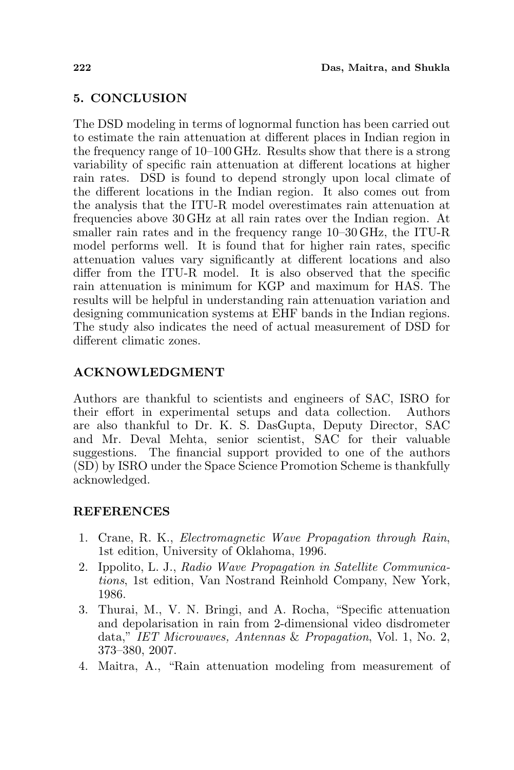## 5. CONCLUSION

The DSD modeling in terms of lognormal function has been carried out to estimate the rain attenuation at different places in Indian region in the frequency range of 10–100 GHz. Results show that there is a strong variability of specific rain attenuation at different locations at higher rain rates. DSD is found to depend strongly upon local climate of the different locations in the Indian region. It also comes out from the analysis that the ITU-R model overestimates rain attenuation at frequencies above 30 GHz at all rain rates over the Indian region. At smaller rain rates and in the frequency range 10–30 GHz, the ITU-R model performs well. It is found that for higher rain rates, specific attenuation values vary significantly at different locations and also differ from the ITU-R model. It is also observed that the specific rain attenuation is minimum for KGP and maximum for HAS. The results will be helpful in understanding rain attenuation variation and designing communication systems at EHF bands in the Indian regions. The study also indicates the need of actual measurement of DSD for different climatic zones.

## ACKNOWLEDGMENT

Authors are thankful to scientists and engineers of SAC, ISRO for their effort in experimental setups and data collection. Authors are also thankful to Dr. K. S. DasGupta, Deputy Director, SAC and Mr. Deval Mehta, senior scientist, SAC for their valuable suggestions. The financial support provided to one of the authors (SD) by ISRO under the Space Science Promotion Scheme is thankfully acknowledged.

## REFERENCES

1. Crane, R. K., *Electromagnetic Wave Propagation through Rain*, 1st edition, University of Oklahoma, 1996.
2. Ippolito, L. J., *Radio Wave Propagation in Satellite Communications*, 1st edition, Van Nostrand Reinhold Company, New York, 1986.
3. Thurai, M., V. N. Bringi, and A. Rocha, "Specific attenuation and depolarisation in rain from 2-dimensional video disdrometer data," *IET Microwaves, Antennas & Propagation*, Vol. 1, No. 2, 373–380, 2007.
4. Maitra, A., "Rain attenuation modeling from measurement of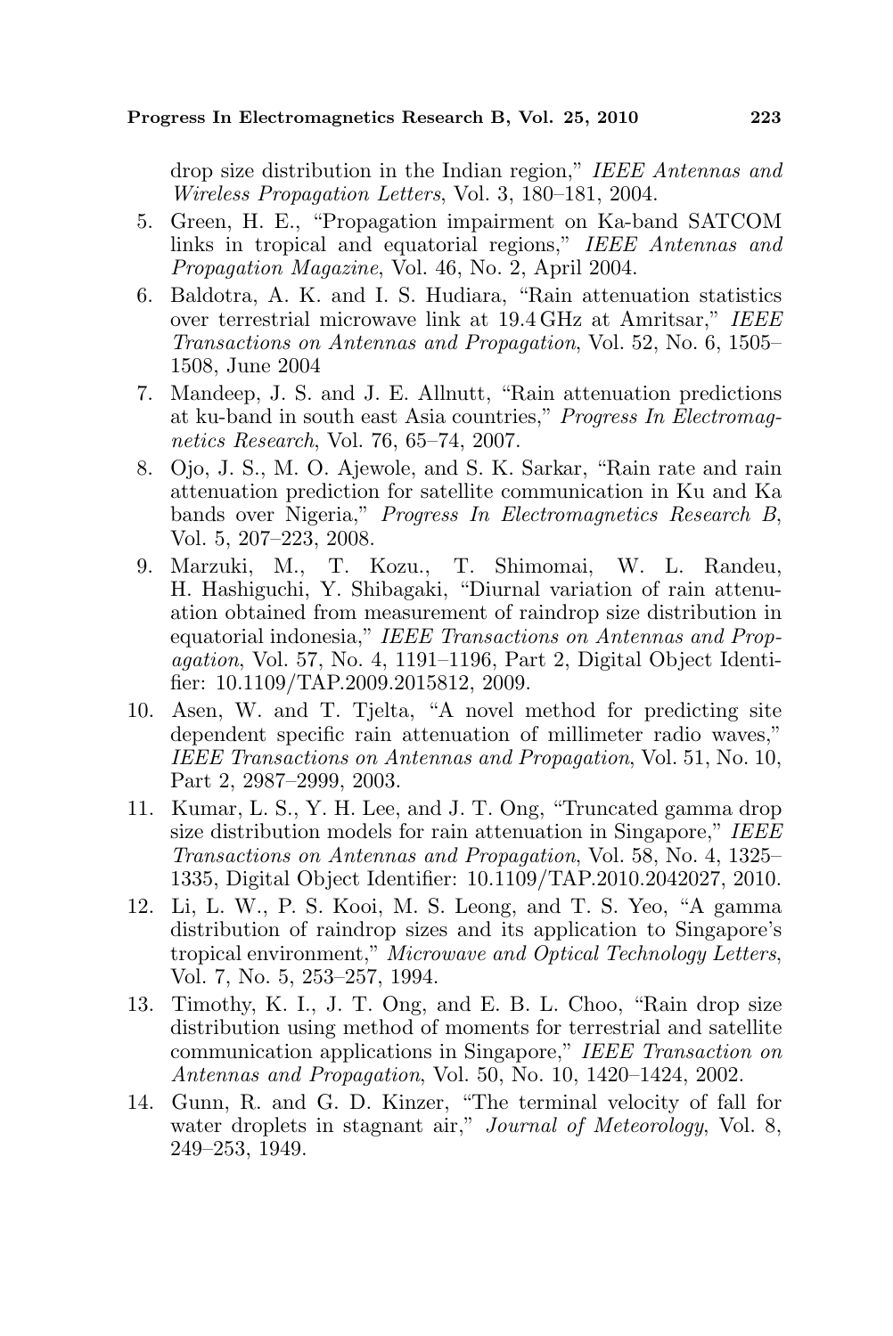drop size distribution in the Indian region," *IEEE Antennas and Wireless Propagation Letters*, Vol. 3, 180–181, 2004.

5. Green, H. E., "Propagation impairment on Ka-band SATCOM links in tropical and equatorial regions," *IEEE Antennas and Propagation Magazine*, Vol. 46, No. 2, April 2004.
6. Baldotra, A. K. and I. S. Hudiara, "Rain attenuation statistics over terrestrial microwave link at 19.4 GHz at Amritsar," *IEEE Transactions on Antennas and Propagation*, Vol. 52, No. 6, 1505–1508, June 2004
7. Mandeep, J. S. and J. E. Allnutt, "Rain attenuation predictions at ku-band in south east Asia countries," *Progress In Electromagnetics Research*, Vol. 76, 65–74, 2007.
8. Ojo, J. S., M. O. Ajewole, and S. K. Sarkar, "Rain rate and rain attenuation prediction for satellite communication in Ku and Ka bands over Nigeria," *Progress In Electromagnetics Research B*, Vol. 5, 207–223, 2008.
9. Marzuki, M., T. Kozu., T. Shimomai, W. L. Randeu, H. Hashiguchi, Y. Shibagaki, "Diurnal variation of rain attenuation obtained from measurement of raindrop size distribution in equatorial indonesia," *IEEE Transactions on Antennas and Propagation*, Vol. 57, No. 4, 1191–1196, Part 2, Digital Object Identifier: 10.1109/TAP.2009.2015812, 2009.
10. Asen, W. and T. Tjelta, "A novel method for predicting site dependent specific rain attenuation of millimeter radio waves," *IEEE Transactions on Antennas and Propagation*, Vol. 51, No. 10, Part 2, 2987–2999, 2003.
11. Kumar, L. S., Y. H. Lee, and J. T. Ong, "Truncated gamma drop size distribution models for rain attenuation in Singapore," *IEEE Transactions on Antennas and Propagation*, Vol. 58, No. 4, 1325–1335, Digital Object Identifier: 10.1109/TAP.2010.2042027, 2010.
12. Li, L. W., P. S. Kooi, M. S. Leong, and T. S. Yeo, "A gamma distribution of raindrop sizes and its application to Singapore's tropical environment," *Microwave and Optical Technology Letters*, Vol. 7, No. 5, 253–257, 1994.
13. Timothy, K. I., J. T. Ong, and E. B. L. Choo, "Rain drop size distribution using method of moments for terrestrial and satellite communication applications in Singapore," *IEEE Transaction on Antennas and Propagation*, Vol. 50, No. 10, 1420–1424, 2002.
14. Gunn, R. and G. D. Kinzer, "The terminal velocity of fall for water droplets in stagnant air," *Journal of Meteorology*, Vol. 8, 249–253, 1949.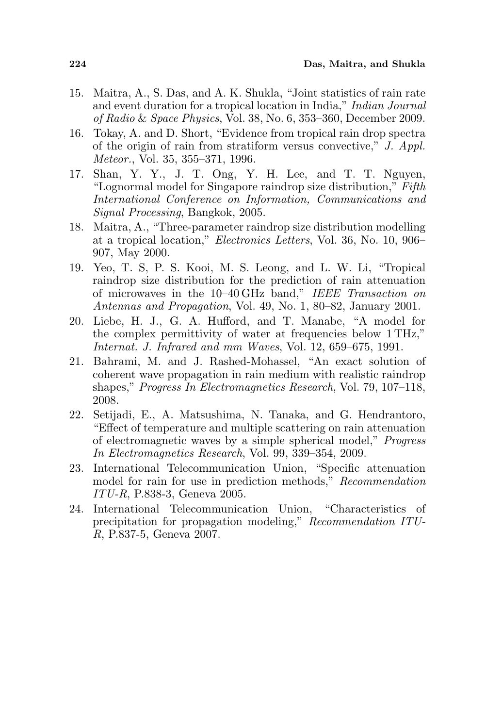15. Maitra, A., S. Das, and A. K. Shukla, "Joint statistics of rain rate and event duration for a tropical location in India," *Indian Journal of Radio & Space Physics*, Vol. 38, No. 6, 353–360, December 2009.
16. Tokay, A. and D. Short, "Evidence from tropical rain drop spectra of the origin of rain from stratiform versus convective," *J. Appl. Meteor.*, Vol. 35, 355–371, 1996.
17. Shan, Y. Y., J. T. Ong, Y. H. Lee, and T. T. Nguyen, "Lognormal model for Singapore raindrop size distribution," *Fifth International Conference on Information, Communications and Signal Processing*, Bangkok, 2005.
18. Maitra, A., "Three-parameter raindrop size distribution modelling at a tropical location," *Electronics Letters*, Vol. 36, No. 10, 906–907, May 2000.
19. Yeo, T. S, P. S. Kooi, M. S. Leong, and L. W. Li, "Tropical raindrop size distribution for the prediction of rain attenuation of microwaves in the 10–40 GHz band," *IEEE Transaction on Antennas and Propagation*, Vol. 49, No. 1, 80–82, January 2001.
20. Liebe, H. J., G. A. Hufford, and T. Manabe, "A model for the complex permittivity of water at frequencies below 1 THz," *Internat. J. Infrared and mm Waves*, Vol. 12, 659–675, 1991.
21. Bahrami, M. and J. Rashed-Mohassel, "An exact solution of coherent wave propagation in rain medium with realistic raindrop shapes," *Progress In Electromagnetics Research*, Vol. 79, 107–118, 2008.
22. Setijadi, E., A. Matsushima, N. Tanaka, and G. Hendrantoro, "Effect of temperature and multiple scattering on rain attenuation of electromagnetic waves by a simple spherical model," *Progress In Electromagnetics Research*, Vol. 99, 339–354, 2009.
23. International Telecommunication Union, "Specific attenuation model for rain for use in prediction methods," *Recommendation ITU-R*, P.838-3, Geneva 2005.
24. International Telecommunication Union, "Characteristics of precipitation for propagation modeling," *Recommendation ITU-R*, P.837-5, Geneva 2007.